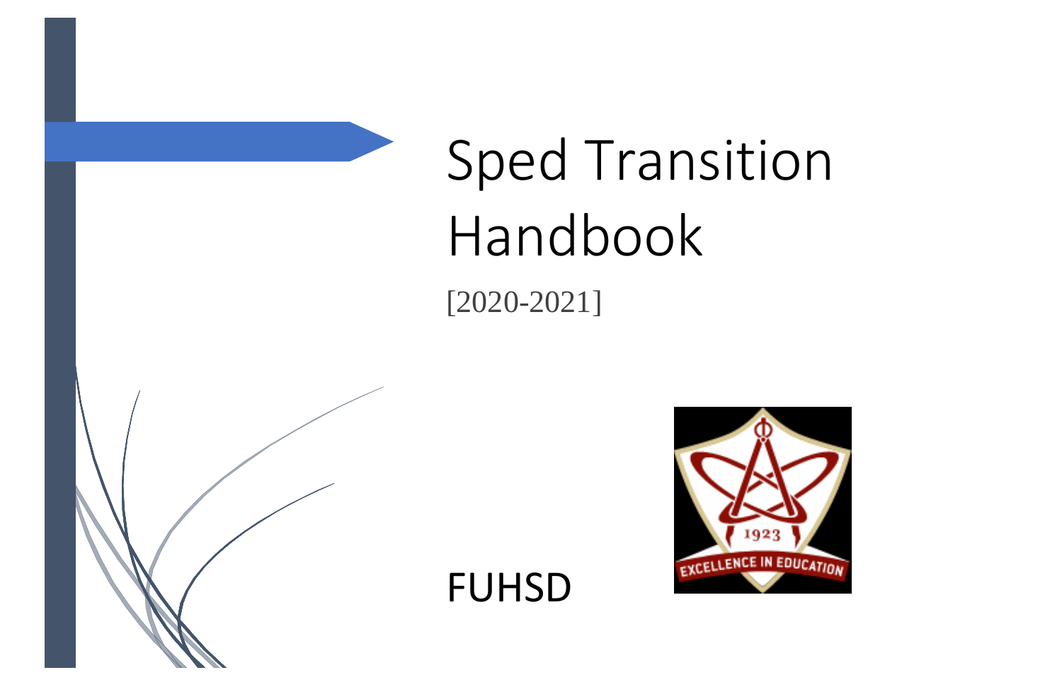# Sped Transition Handbook

[2020-2021]

FUHSD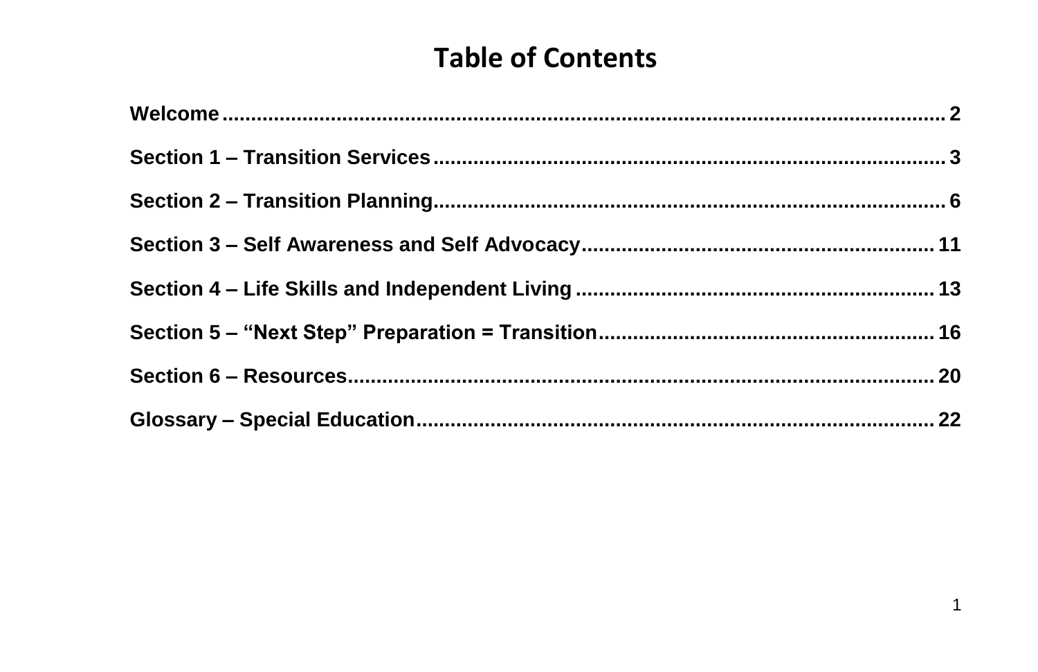# Table of Contents

**Welcome** .......... 2

**Section 1 – Transition Services** .......... 3

**Section 2 – Transition Planning** .......... 6

**Section 3 – Self Awareness and Self Advocacy** .......... 11

**Section 4 – Life Skills and Independent Living** .......... 13

**Section 5 – "Next Step" Preparation = Transition** .......... 16

**Section 6 – Resources** .......... 20

**Glossary – Special Education** .......... 22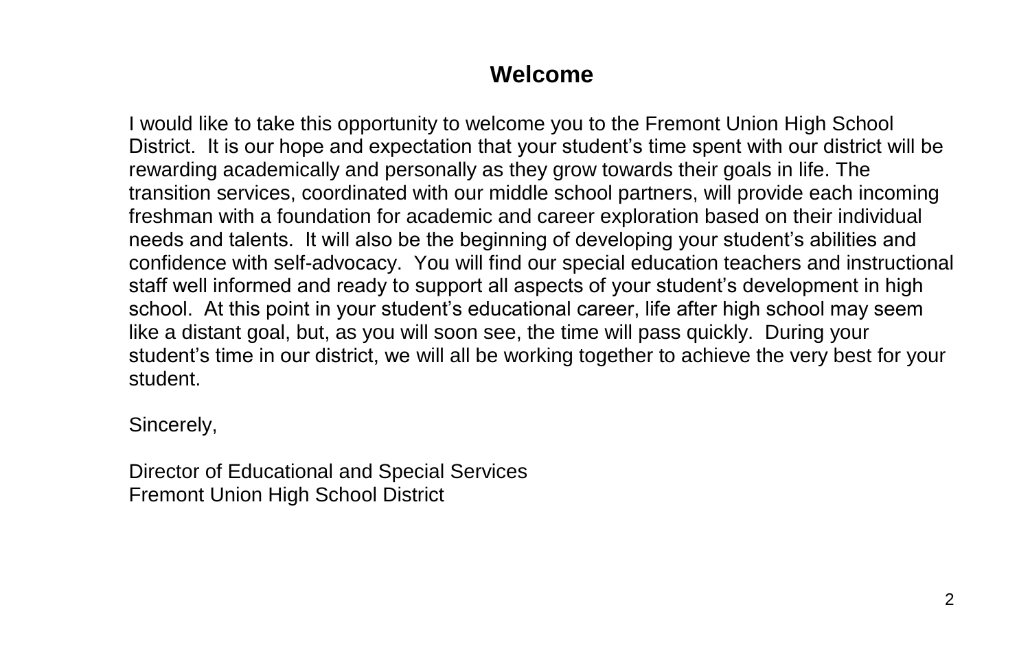# Welcome

I would like to take this opportunity to welcome you to the Fremont Union High School District. It is our hope and expectation that your student's time spent with our district will be rewarding academically and personally as they grow towards their goals in life. The transition services, coordinated with our middle school partners, will provide each incoming freshman with a foundation for academic and career exploration based on their individual needs and talents. It will also be the beginning of developing your student's abilities and confidence with self-advocacy. You will find our special education teachers and instructional staff well informed and ready to support all aspects of your student's development in high school. At this point in your student's educational career, life after high school may seem like a distant goal, but, as you will soon see, the time will pass quickly. During your student's time in our district, we will all be working together to achieve the very best for your student.

Sincerely,

Director of Educational and Special Services
Fremont Union High School District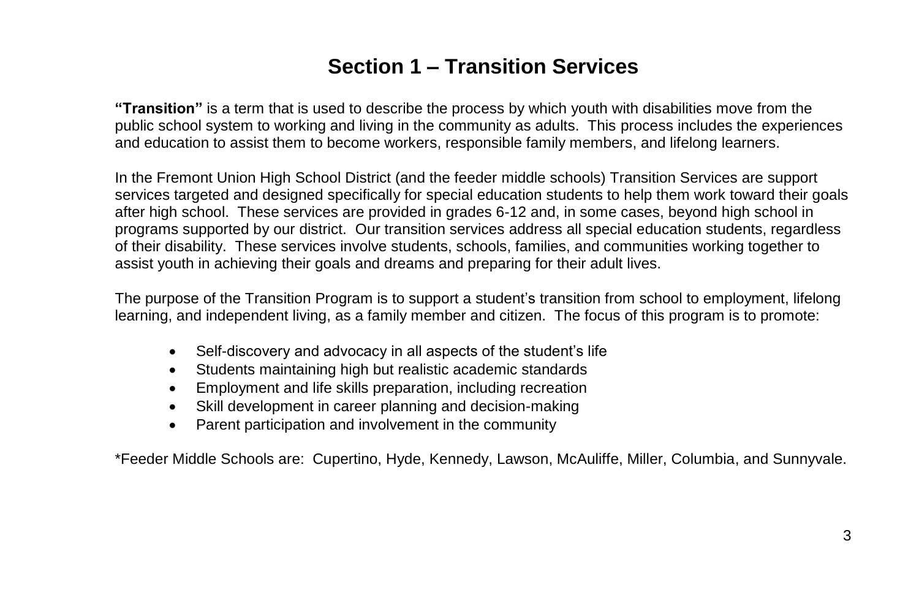# Section 1 – Transition Services

**"Transition"** is a term that is used to describe the process by which youth with disabilities move from the public school system to working and living in the community as adults. This process includes the experiences and education to assist them to become workers, responsible family members, and lifelong learners.

In the Fremont Union High School District (and the feeder middle schools) Transition Services are support services targeted and designed specifically for special education students to help them work toward their goals after high school. These services are provided in grades 6-12 and, in some cases, beyond high school in programs supported by our district. Our transition services address all special education students, regardless of their disability. These services involve students, schools, families, and communities working together to assist youth in achieving their goals and dreams and preparing for their adult lives.

The purpose of the Transition Program is to support a student's transition from school to employment, lifelong learning, and independent living, as a family member and citizen. The focus of this program is to promote:

- Self-discovery and advocacy in all aspects of the student's life
- Students maintaining high but realistic academic standards
- Employment and life skills preparation, including recreation
- Skill development in career planning and decision-making
- Parent participation and involvement in the community

*Feeder Middle Schools are: Cupertino, Hyde, Kennedy, Lawson, McAuliffe, Miller, Columbia, and Sunnyvale.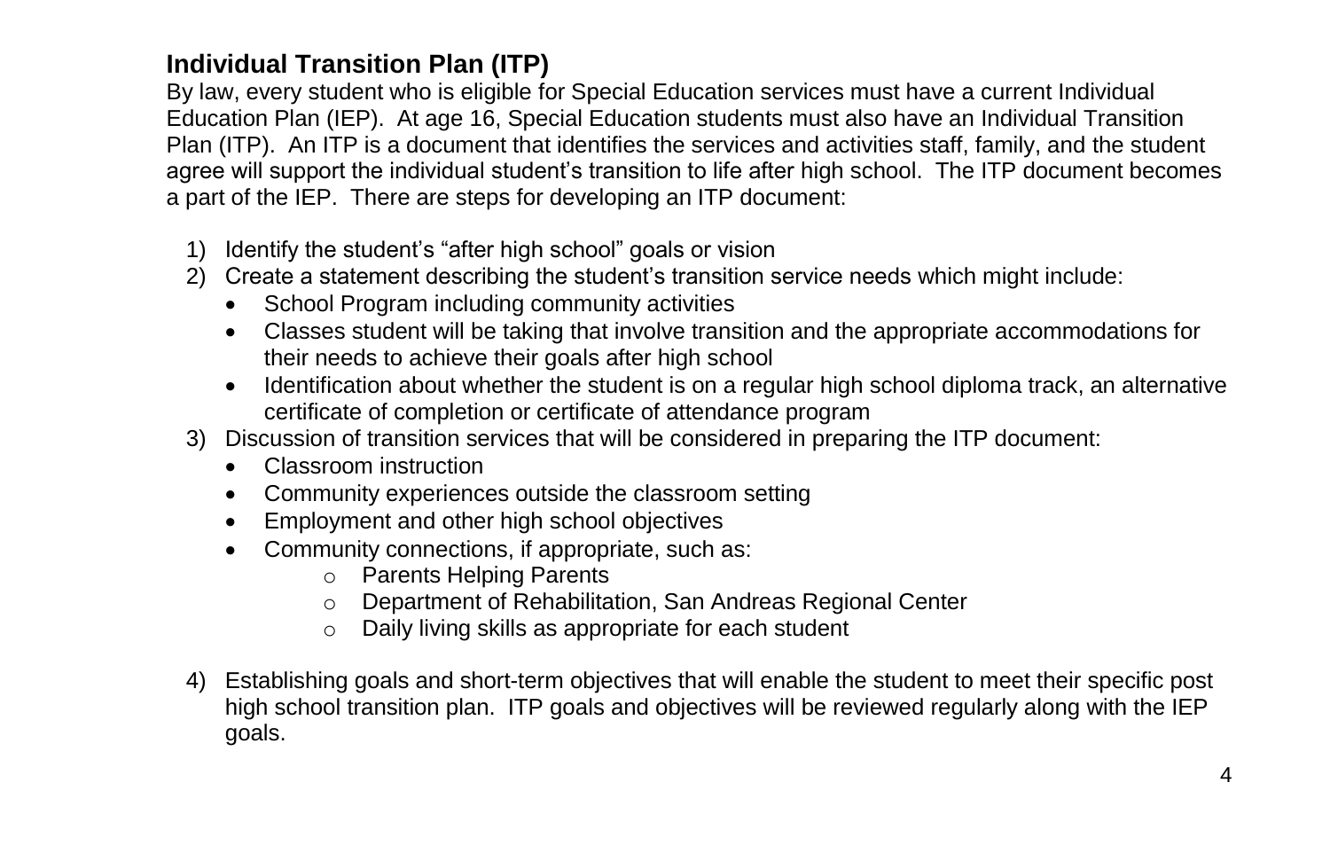## Individual Transition Plan (ITP)

By law, every student who is eligible for Special Education services must have a current Individual Education Plan (IEP). At age 16, Special Education students must also have an Individual Transition Plan (ITP). An ITP is a document that identifies the services and activities staff, family, and the student agree will support the individual student's transition to life after high school. The ITP document becomes a part of the IEP. There are steps for developing an ITP document:

1) Identify the student's "after high school" goals or vision
2) Create a statement describing the student's transition service needs which might include:
   - School Program including community activities
   - Classes student will be taking that involve transition and the appropriate accommodations for their needs to achieve their goals after high school
   - Identification about whether the student is on a regular high school diploma track, an alternative certificate of completion or certificate of attendance program
3) Discussion of transition services that will be considered in preparing the ITP document:
   - Classroom instruction
   - Community experiences outside the classroom setting
   - Employment and other high school objectives
   - Community connections, if appropriate, such as:
     - Parents Helping Parents
     - Department of Rehabilitation, San Andreas Regional Center
     - Daily living skills as appropriate for each student
4) Establishing goals and short-term objectives that will enable the student to meet their specific post high school transition plan. ITP goals and objectives will be reviewed regularly along with the IEP goals.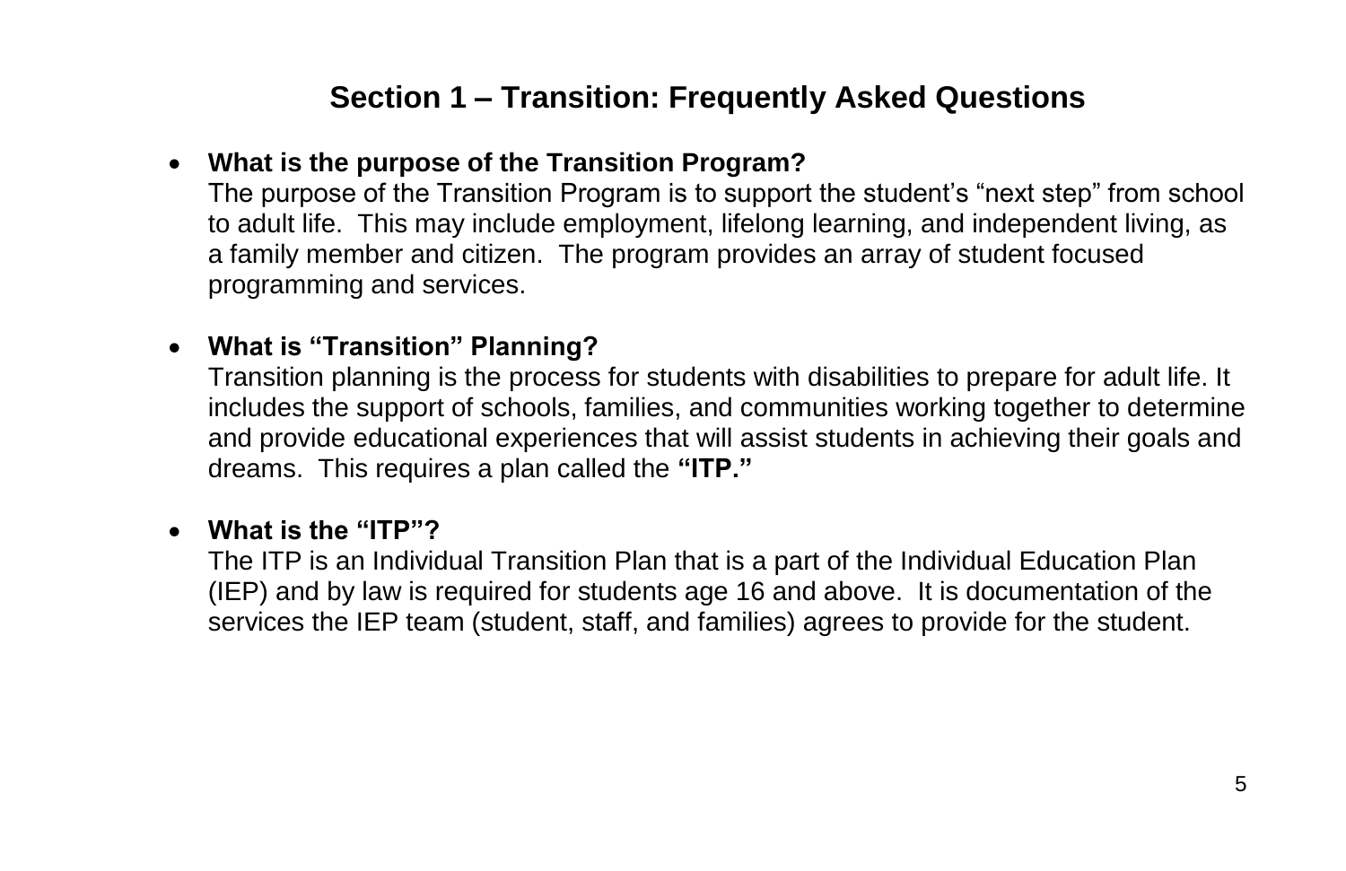## Section 1 – Transition: Frequently Asked Questions

- **What is the purpose of the Transition Program?**
  The purpose of the Transition Program is to support the student's "next step" from school to adult life. This may include employment, lifelong learning, and independent living, as a family member and citizen. The program provides an array of student focused programming and services.

- **What is "Transition" Planning?**
  Transition planning is the process for students with disabilities to prepare for adult life. It includes the support of schools, families, and communities working together to determine and provide educational experiences that will assist students in achieving their goals and dreams. This requires a plan called the **"ITP."**

- **What is the "ITP"?**
  The ITP is an Individual Transition Plan that is a part of the Individual Education Plan (IEP) and by law is required for students age 16 and above. It is documentation of the services the IEP team (student, staff, and families) agrees to provide for the student.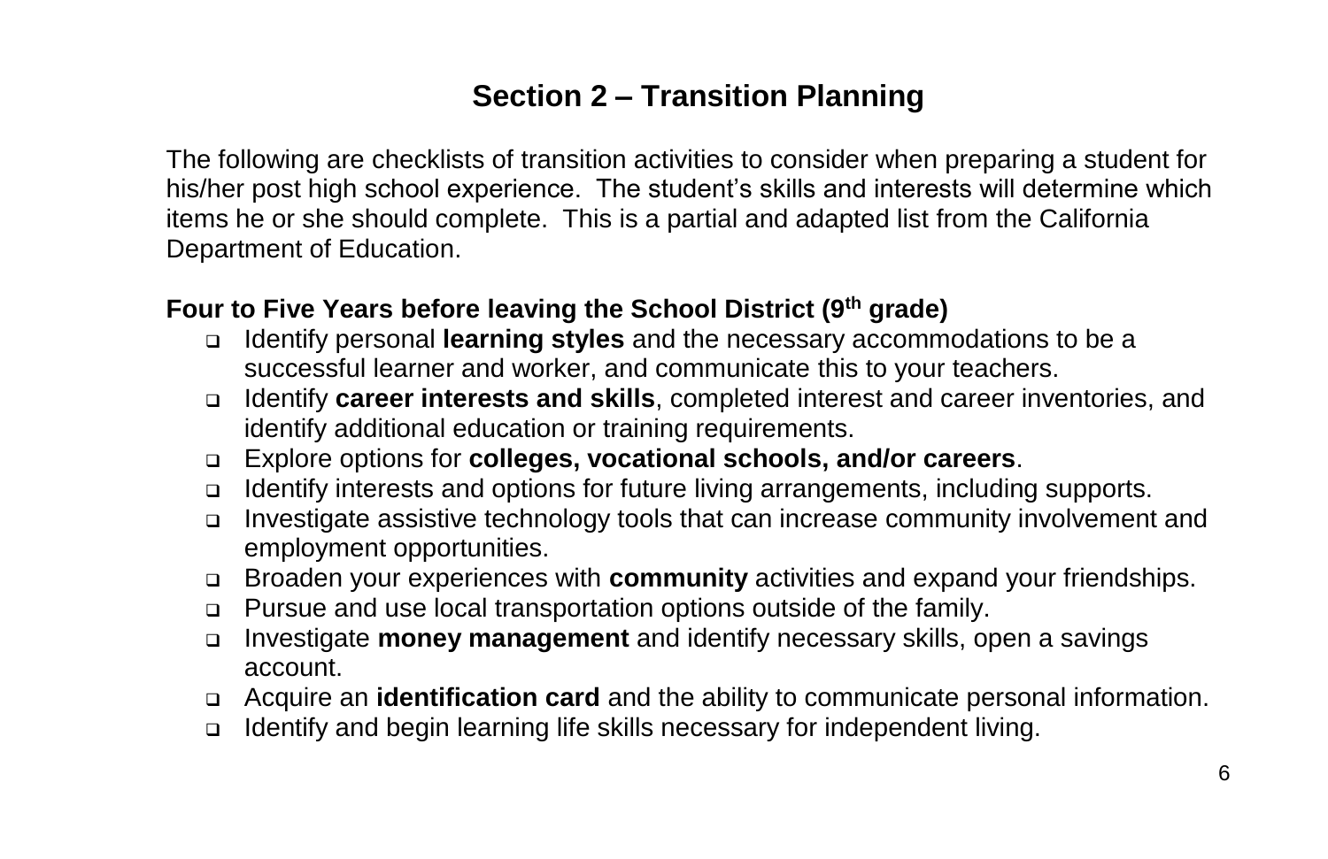## Section 2 – Transition Planning

The following are checklists of transition activities to consider when preparing a student for his/her post high school experience. The student's skills and interests will determine which items he or she should complete. This is a partial and adapted list from the California Department of Education.

**Four to Five Years before leaving the School District (9th grade)**

- Identify personal **learning styles** and the necessary accommodations to be a successful learner and worker, and communicate this to your teachers.
- Identify **career interests and skills**, completed interest and career inventories, and identify additional education or training requirements.
- Explore options for **colleges, vocational schools, and/or careers**.
- Identify interests and options for future living arrangements, including supports.
- Investigate assistive technology tools that can increase community involvement and employment opportunities.
- Broaden your experiences with **community** activities and expand your friendships.
- Pursue and use local transportation options outside of the family.
- Investigate **money management** and identify necessary skills, open a savings account.
- Acquire an **identification card** and the ability to communicate personal information.
- Identify and begin learning life skills necessary for independent living.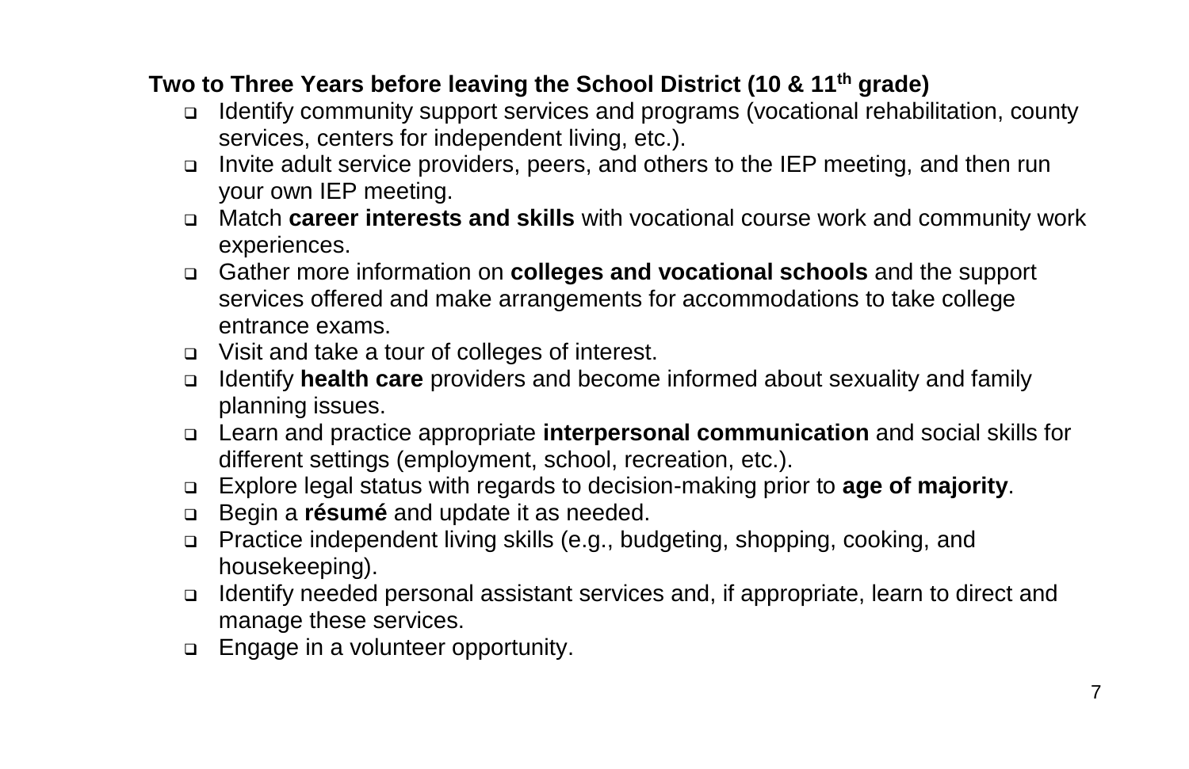**Two to Three Years before leaving the School District (10 & 11th grade)**

- Identify community support services and programs (vocational rehabilitation, county services, centers for independent living, etc.).
- Invite adult service providers, peers, and others to the IEP meeting, and then run your own IEP meeting.
- Match **career interests and skills** with vocational course work and community work experiences.
- Gather more information on **colleges and vocational schools** and the support services offered and make arrangements for accommodations to take college entrance exams.
- Visit and take a tour of colleges of interest.
- Identify **health care** providers and become informed about sexuality and family planning issues.
- Learn and practice appropriate **interpersonal communication** and social skills for different settings (employment, school, recreation, etc.).
- Explore legal status with regards to decision-making prior to **age of majority**.
- Begin a **résumé** and update it as needed.
- Practice independent living skills (e.g., budgeting, shopping, cooking, and housekeeping).
- Identify needed personal assistant services and, if appropriate, learn to direct and manage these services.
- Engage in a volunteer opportunity.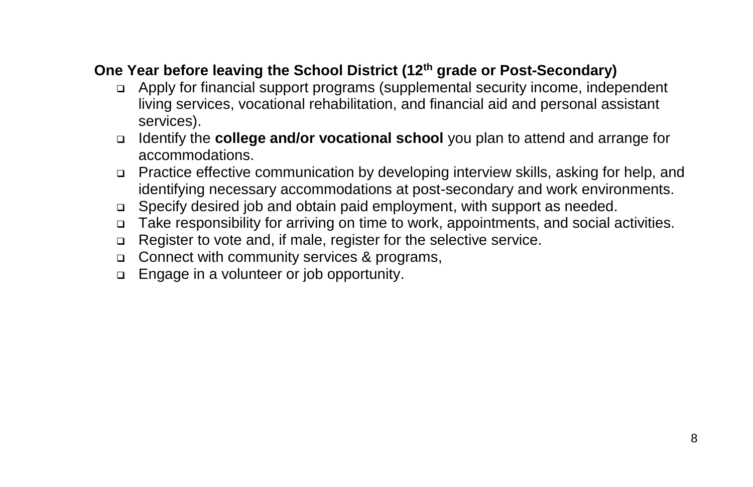**One Year before leaving the School District (12th grade or Post-Secondary)**

- Apply for financial support programs (supplemental security income, independent living services, vocational rehabilitation, and financial aid and personal assistant services).
- Identify the **college and/or vocational school** you plan to attend and arrange for accommodations.
- Practice effective communication by developing interview skills, asking for help, and identifying necessary accommodations at post-secondary and work environments.
- Specify desired job and obtain paid employment, with support as needed.
- Take responsibility for arriving on time to work, appointments, and social activities.
- Register to vote and, if male, register for the selective service.
- Connect with community services & programs,
- Engage in a volunteer or job opportunity.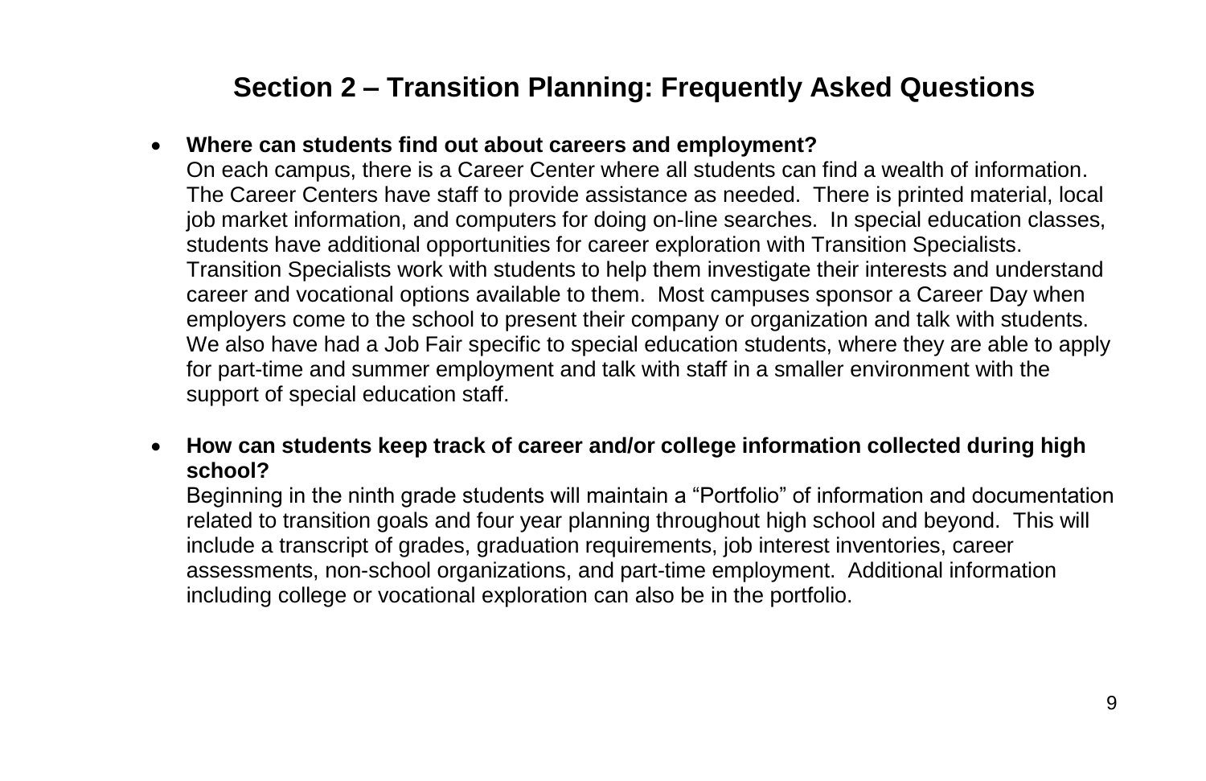## Section 2 – Transition Planning: Frequently Asked Questions

- **Where can students find out about careers and employment?**
  On each campus, there is a Career Center where all students can find a wealth of information. The Career Centers have staff to provide assistance as needed. There is printed material, local job market information, and computers for doing on-line searches. In special education classes, students have additional opportunities for career exploration with Transition Specialists. Transition Specialists work with students to help them investigate their interests and understand career and vocational options available to them. Most campuses sponsor a Career Day when employers come to the school to present their company or organization and talk with students. We also have had a Job Fair specific to special education students, where they are able to apply for part-time and summer employment and talk with staff in a smaller environment with the support of special education staff.

- **How can students keep track of career and/or college information collected during high school?**
  Beginning in the ninth grade students will maintain a "Portfolio" of information and documentation related to transition goals and four year planning throughout high school and beyond. This will include a transcript of grades, graduation requirements, job interest inventories, career assessments, non-school organizations, and part-time employment. Additional information including college or vocational exploration can also be in the portfolio.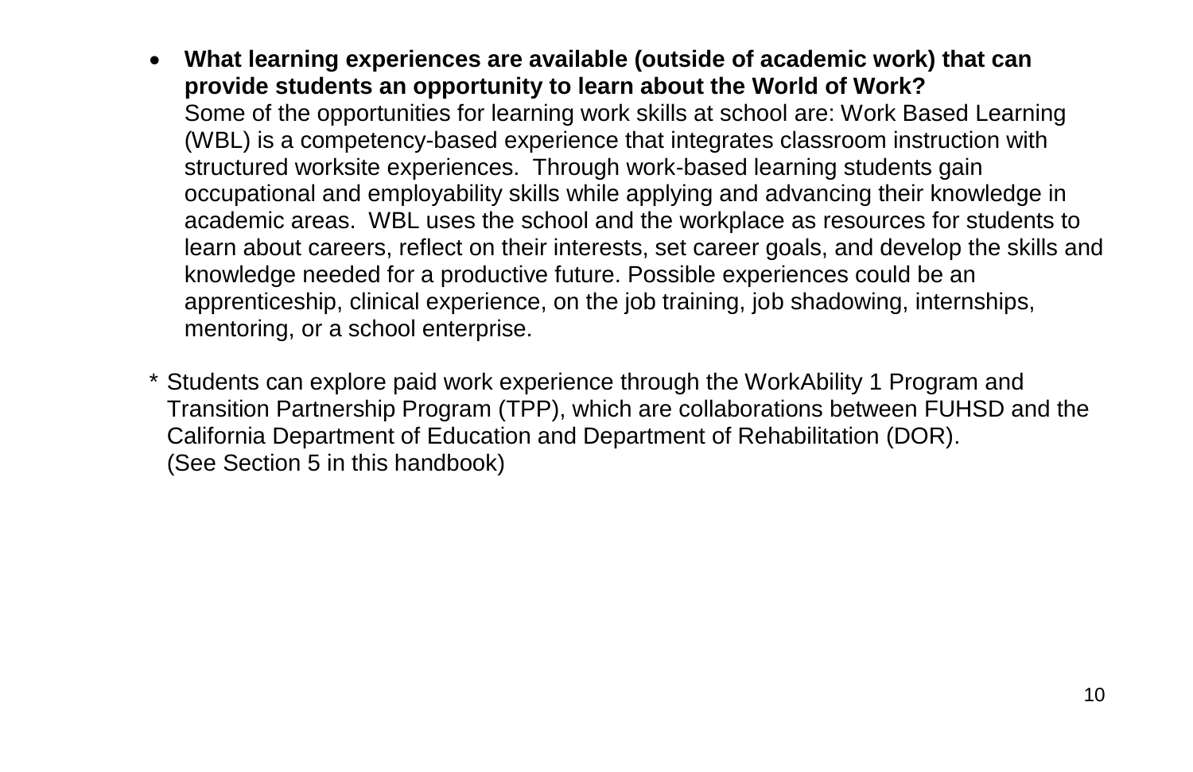- **What learning experiences are available (outside of academic work) that can provide students an opportunity to learn about the World of Work?**
  Some of the opportunities for learning work skills at school are: Work Based Learning (WBL) is a competency-based experience that integrates classroom instruction with structured worksite experiences. Through work-based learning students gain occupational and employability skills while applying and advancing their knowledge in academic areas. WBL uses the school and the workplace as resources for students to learn about careers, reflect on their interests, set career goals, and develop the skills and knowledge needed for a productive future. Possible experiences could be an apprenticeship, clinical experience, on the job training, job shadowing, internships, mentoring, or a school enterprise.

* Students can explore paid work experience through the WorkAbility 1 Program and Transition Partnership Program (TPP), which are collaborations between FUHSD and the California Department of Education and Department of Rehabilitation (DOR).
  (See Section 5 in this handbook)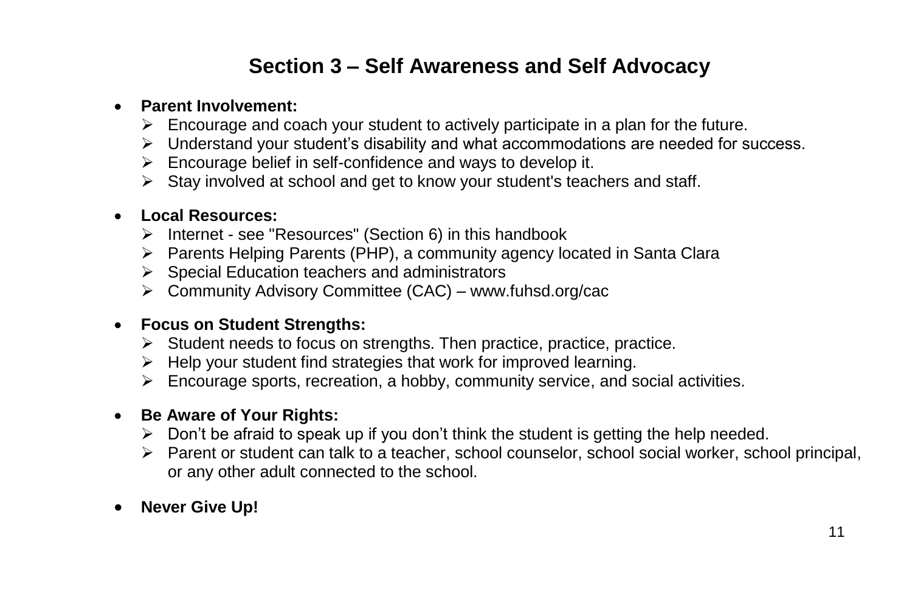# Section 3 – Self Awareness and Self Advocacy

- **Parent Involvement:**
  - Encourage and coach your student to actively participate in a plan for the future.
  - Understand your student's disability and what accommodations are needed for success.
  - Encourage belief in self-confidence and ways to develop it.
  - Stay involved at school and get to know your student's teachers and staff.

- **Local Resources:**
  - Internet - see "Resources" (Section 6) in this handbook
  - Parents Helping Parents (PHP), a community agency located in Santa Clara
  - Special Education teachers and administrators
  - Community Advisory Committee (CAC) – www.fuhsd.org/cac

- **Focus on Student Strengths:**
  - Student needs to focus on strengths. Then practice, practice, practice.
  - Help your student find strategies that work for improved learning.
  - Encourage sports, recreation, a hobby, community service, and social activities.

- **Be Aware of Your Rights:**
  - Don't be afraid to speak up if you don't think the student is getting the help needed.
  - Parent or student can talk to a teacher, school counselor, school social worker, school principal, or any other adult connected to the school.

- **Never Give Up!**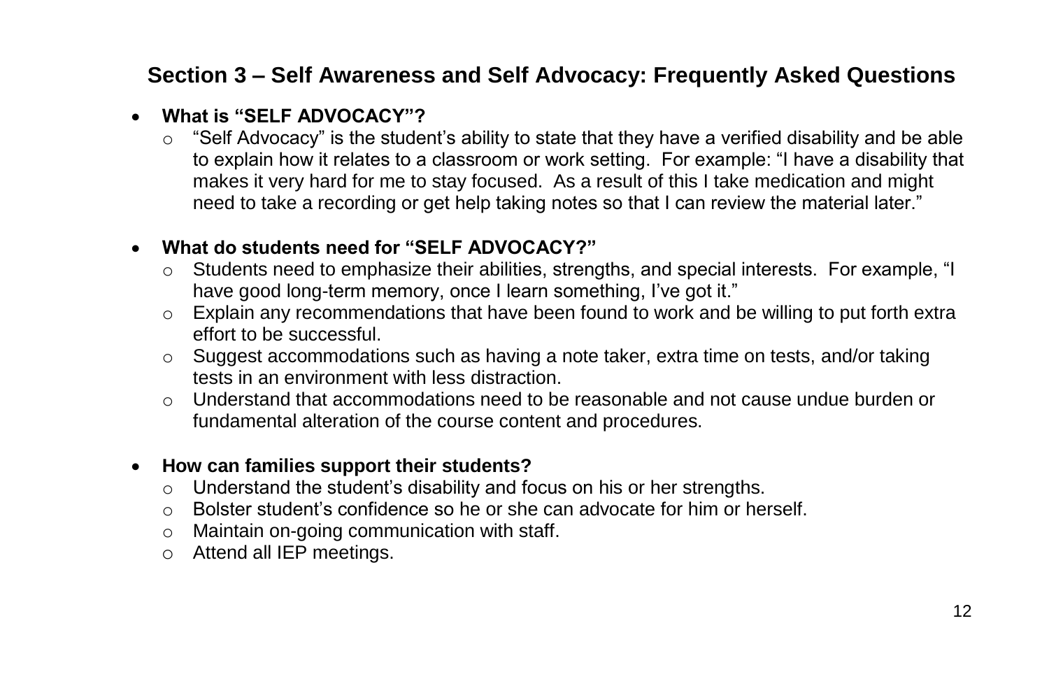## Section 3 – Self Awareness and Self Advocacy: Frequently Asked Questions

- **What is "SELF ADVOCACY"?**
  - "Self Advocacy" is the student's ability to state that they have a verified disability and be able to explain how it relates to a classroom or work setting. For example: "I have a disability that makes it very hard for me to stay focused. As a result of this I take medication and might need to take a recording or get help taking notes so that I can review the material later."

- **What do students need for "SELF ADVOCACY?"**
  - Students need to emphasize their abilities, strengths, and special interests. For example, "I have good long-term memory, once I learn something, I've got it."
  - Explain any recommendations that have been found to work and be willing to put forth extra effort to be successful.
  - Suggest accommodations such as having a note taker, extra time on tests, and/or taking tests in an environment with less distraction.
  - Understand that accommodations need to be reasonable and not cause undue burden or fundamental alteration of the course content and procedures.

- **How can families support their students?**
  - Understand the student's disability and focus on his or her strengths.
  - Bolster student's confidence so he or she can advocate for him or herself.
  - Maintain on-going communication with staff.
  - Attend all IEP meetings.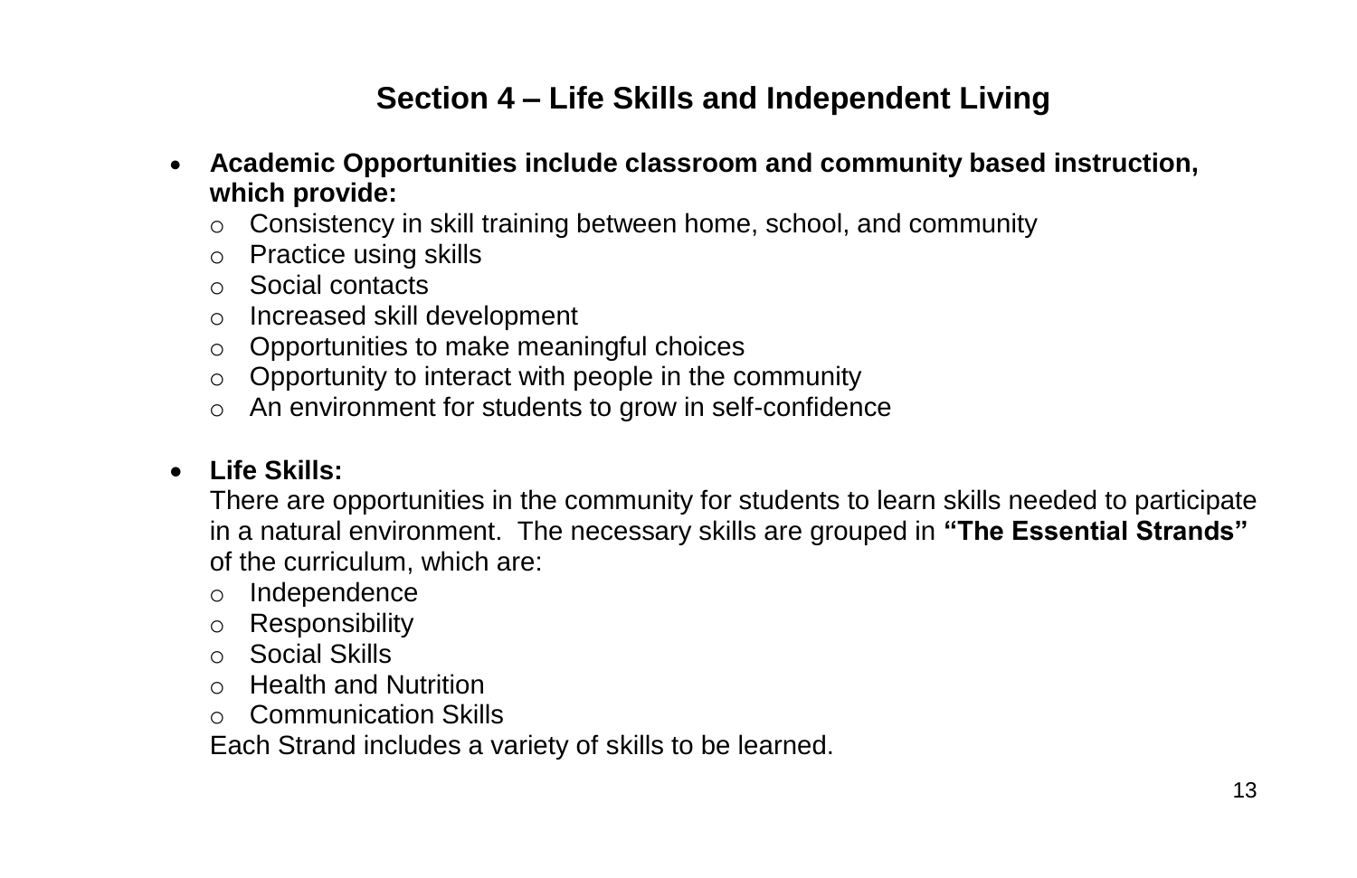## Section 4 – Life Skills and Independent Living

- **Academic Opportunities include classroom and community based instruction, which provide:**
  - Consistency in skill training between home, school, and community
  - Practice using skills
  - Social contacts
  - Increased skill development
  - Opportunities to make meaningful choices
  - Opportunity to interact with people in the community
  - An environment for students to grow in self-confidence

- **Life Skills:**
  There are opportunities in the community for students to learn skills needed to participate in a natural environment. The necessary skills are grouped in **"The Essential Strands"** of the curriculum, which are:
  - Independence
  - Responsibility
  - Social Skills
  - Health and Nutrition
  - Communication Skills

  Each Strand includes a variety of skills to be learned.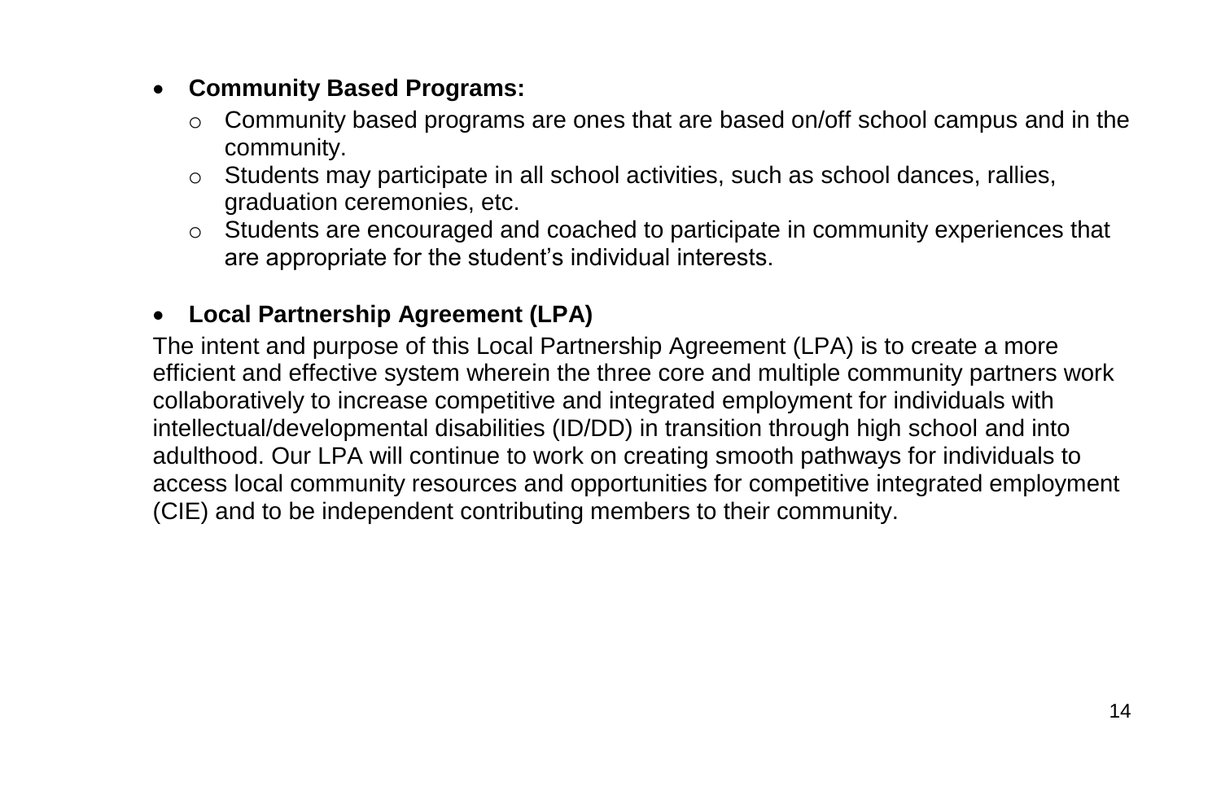- **Community Based Programs:**
  - Community based programs are ones that are based on/off school campus and in the community.
  - Students may participate in all school activities, such as school dances, rallies, graduation ceremonies, etc.
  - Students are encouraged and coached to participate in community experiences that are appropriate for the student's individual interests.

- **Local Partnership Agreement (LPA)**

The intent and purpose of this Local Partnership Agreement (LPA) is to create a more efficient and effective system wherein the three core and multiple community partners work collaboratively to increase competitive and integrated employment for individuals with intellectual/developmental disabilities (ID/DD) in transition through high school and into adulthood. Our LPA will continue to work on creating smooth pathways for individuals to access local community resources and opportunities for competitive integrated employment (CIE) and to be independent contributing members to their community.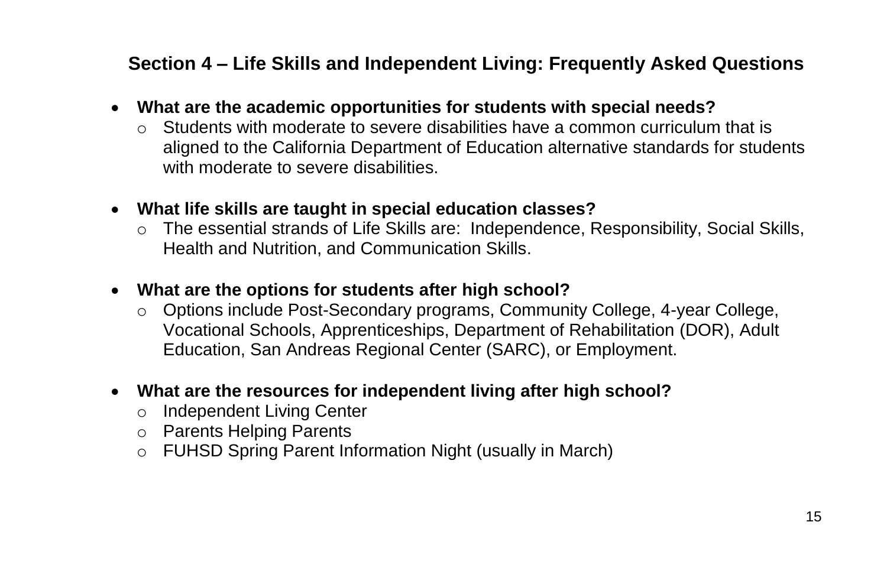## Section 4 – Life Skills and Independent Living: Frequently Asked Questions

- **What are the academic opportunities for students with special needs?**
  - Students with moderate to severe disabilities have a common curriculum that is aligned to the California Department of Education alternative standards for students with moderate to severe disabilities.

- **What life skills are taught in special education classes?**
  - The essential strands of Life Skills are: Independence, Responsibility, Social Skills, Health and Nutrition, and Communication Skills.

- **What are the options for students after high school?**
  - Options include Post-Secondary programs, Community College, 4-year College, Vocational Schools, Apprenticeships, Department of Rehabilitation (DOR), Adult Education, San Andreas Regional Center (SARC), or Employment.

- **What are the resources for independent living after high school?**
  - Independent Living Center
  - Parents Helping Parents
  - FUHSD Spring Parent Information Night (usually in March)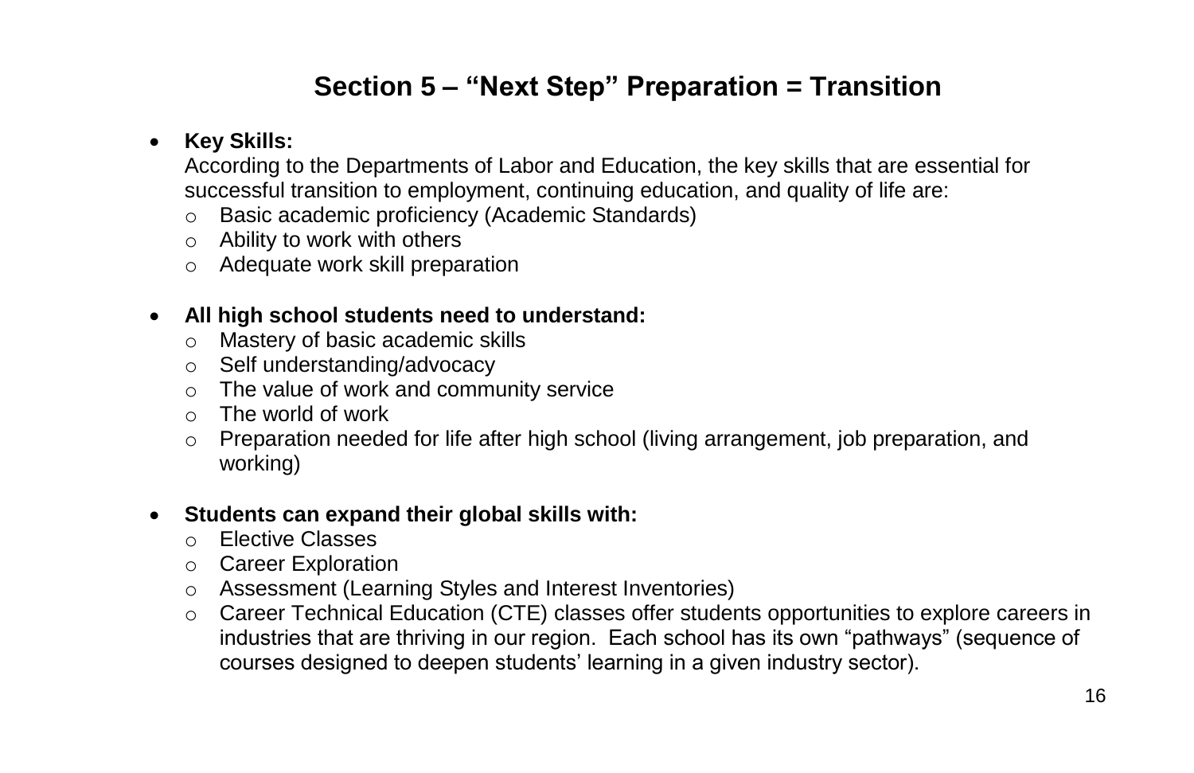# Section 5 – "Next Step" Preparation = Transition

- **Key Skills:**
  According to the Departments of Labor and Education, the key skills that are essential for successful transition to employment, continuing education, and quality of life are:
  - Basic academic proficiency (Academic Standards)
  - Ability to work with others
  - Adequate work skill preparation

- **All high school students need to understand:**
  - Mastery of basic academic skills
  - Self understanding/advocacy
  - The value of work and community service
  - The world of work
  - Preparation needed for life after high school (living arrangement, job preparation, and working)

- **Students can expand their global skills with:**
  - Elective Classes
  - Career Exploration
  - Assessment (Learning Styles and Interest Inventories)
  - Career Technical Education (CTE) classes offer students opportunities to explore careers in industries that are thriving in our region. Each school has its own "pathways" (sequence of courses designed to deepen students' learning in a given industry sector).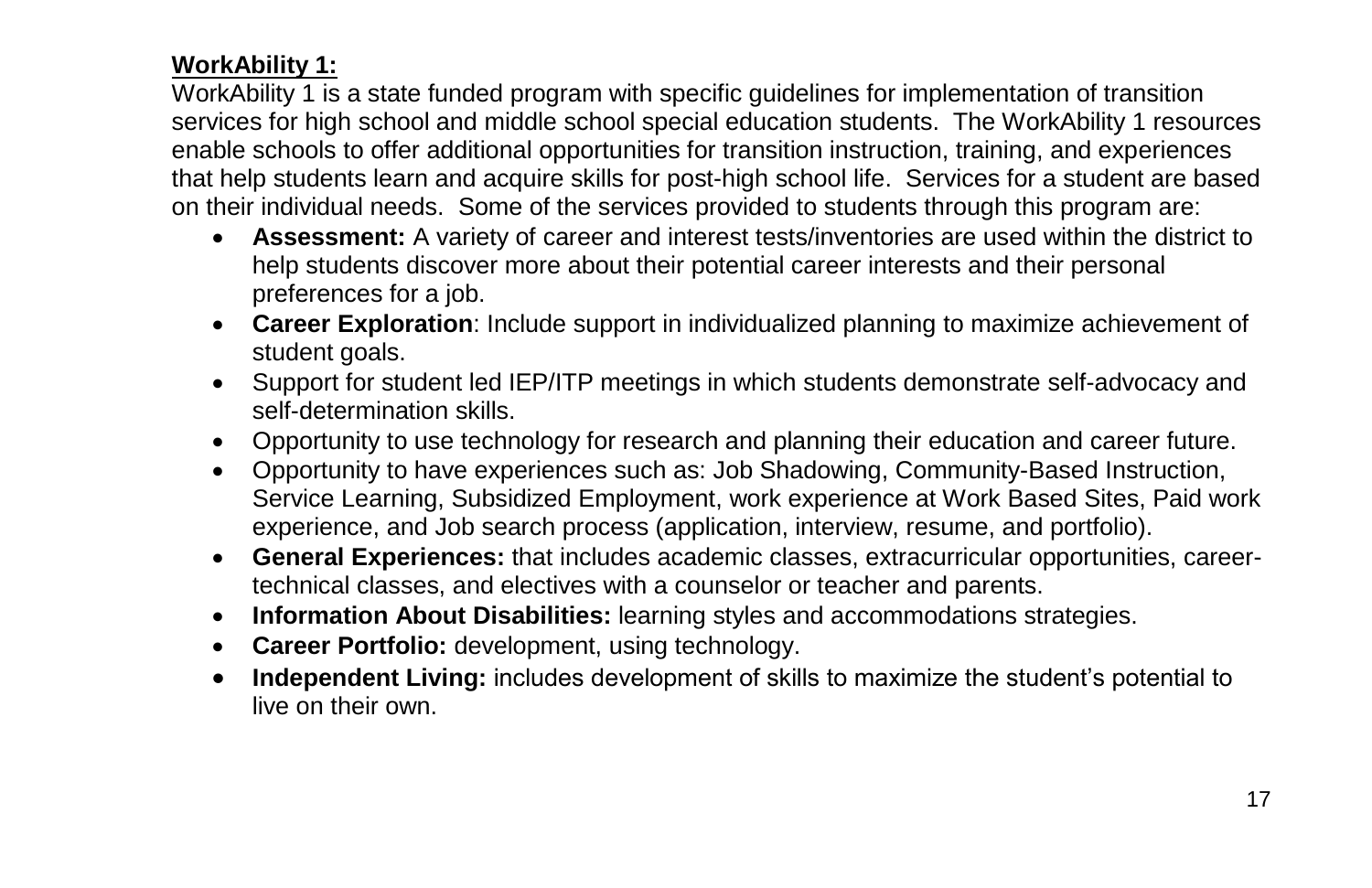**WorkAbility 1:**

WorkAbility 1 is a state funded program with specific guidelines for implementation of transition services for high school and middle school special education students. The WorkAbility 1 resources enable schools to offer additional opportunities for transition instruction, training, and experiences that help students learn and acquire skills for post-high school life. Services for a student are based on their individual needs. Some of the services provided to students through this program are:

- **Assessment:** A variety of career and interest tests/inventories are used within the district to help students discover more about their potential career interests and their personal preferences for a job.
- **Career Exploration**: Include support in individualized planning to maximize achievement of student goals.
- Support for student led IEP/ITP meetings in which students demonstrate self-advocacy and self-determination skills.
- Opportunity to use technology for research and planning their education and career future.
- Opportunity to have experiences such as: Job Shadowing, Community-Based Instruction, Service Learning, Subsidized Employment, work experience at Work Based Sites, Paid work experience, and Job search process (application, interview, resume, and portfolio).
- **General Experiences:** that includes academic classes, extracurricular opportunities, career-technical classes, and electives with a counselor or teacher and parents.
- **Information About Disabilities:** learning styles and accommodations strategies.
- **Career Portfolio:** development, using technology.
- **Independent Living:** includes development of skills to maximize the student's potential to live on their own.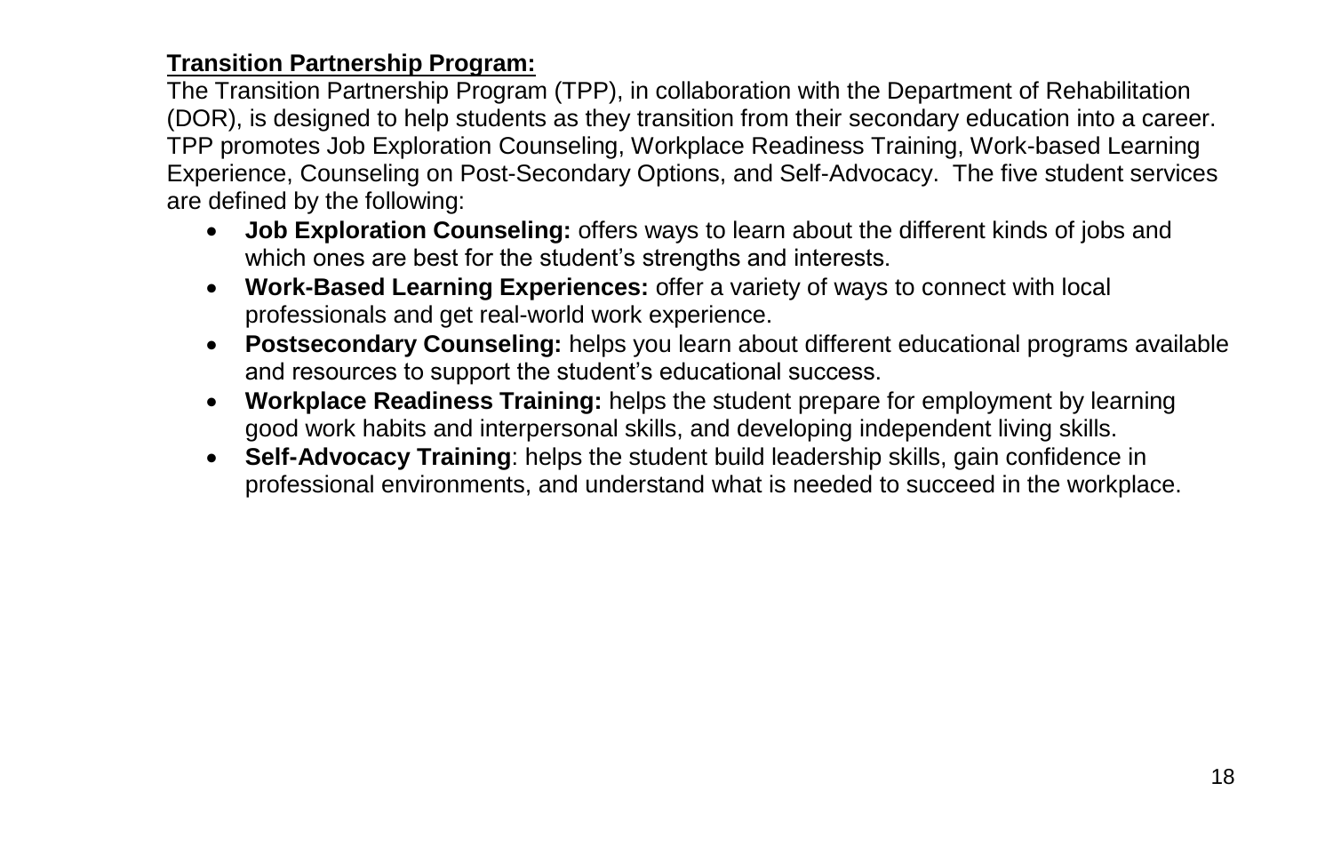**Transition Partnership Program:**

The Transition Partnership Program (TPP), in collaboration with the Department of Rehabilitation (DOR), is designed to help students as they transition from their secondary education into a career. TPP promotes Job Exploration Counseling, Workplace Readiness Training, Work-based Learning Experience, Counseling on Post-Secondary Options, and Self-Advocacy. The five student services are defined by the following:

- **Job Exploration Counseling:** offers ways to learn about the different kinds of jobs and which ones are best for the student's strengths and interests.
- **Work-Based Learning Experiences:** offer a variety of ways to connect with local professionals and get real-world work experience.
- **Postsecondary Counseling:** helps you learn about different educational programs available and resources to support the student's educational success.
- **Workplace Readiness Training:** helps the student prepare for employment by learning good work habits and interpersonal skills, and developing independent living skills.
- **Self-Advocacy Training**: helps the student build leadership skills, gain confidence in professional environments, and understand what is needed to succeed in the workplace.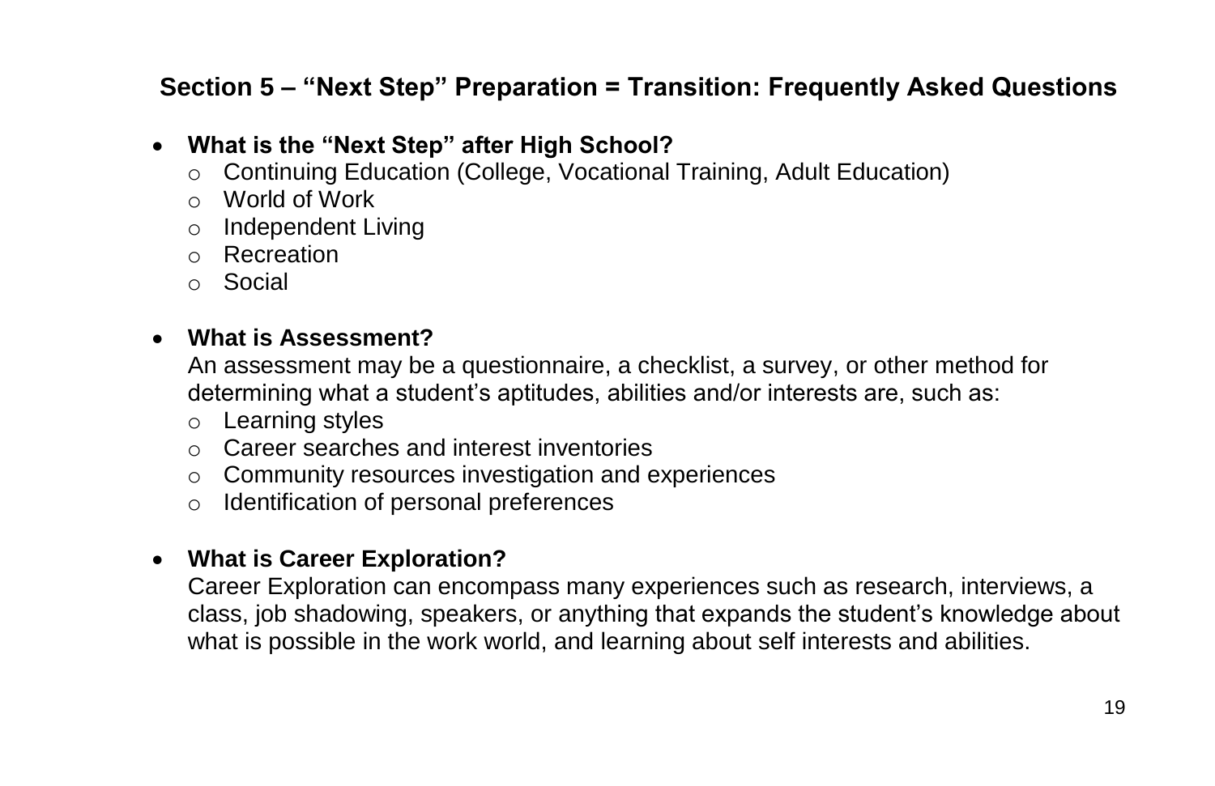## Section 5 – "Next Step" Preparation = Transition: Frequently Asked Questions

- **What is the "Next Step" after High School?**
  - Continuing Education (College, Vocational Training, Adult Education)
  - World of Work
  - Independent Living
  - Recreation
  - Social

- **What is Assessment?**

  An assessment may be a questionnaire, a checklist, a survey, or other method for determining what a student's aptitudes, abilities and/or interests are, such as:
  - Learning styles
  - Career searches and interest inventories
  - Community resources investigation and experiences
  - Identification of personal preferences

- **What is Career Exploration?**

  Career Exploration can encompass many experiences such as research, interviews, a class, job shadowing, speakers, or anything that expands the student's knowledge about what is possible in the work world, and learning about self interests and abilities.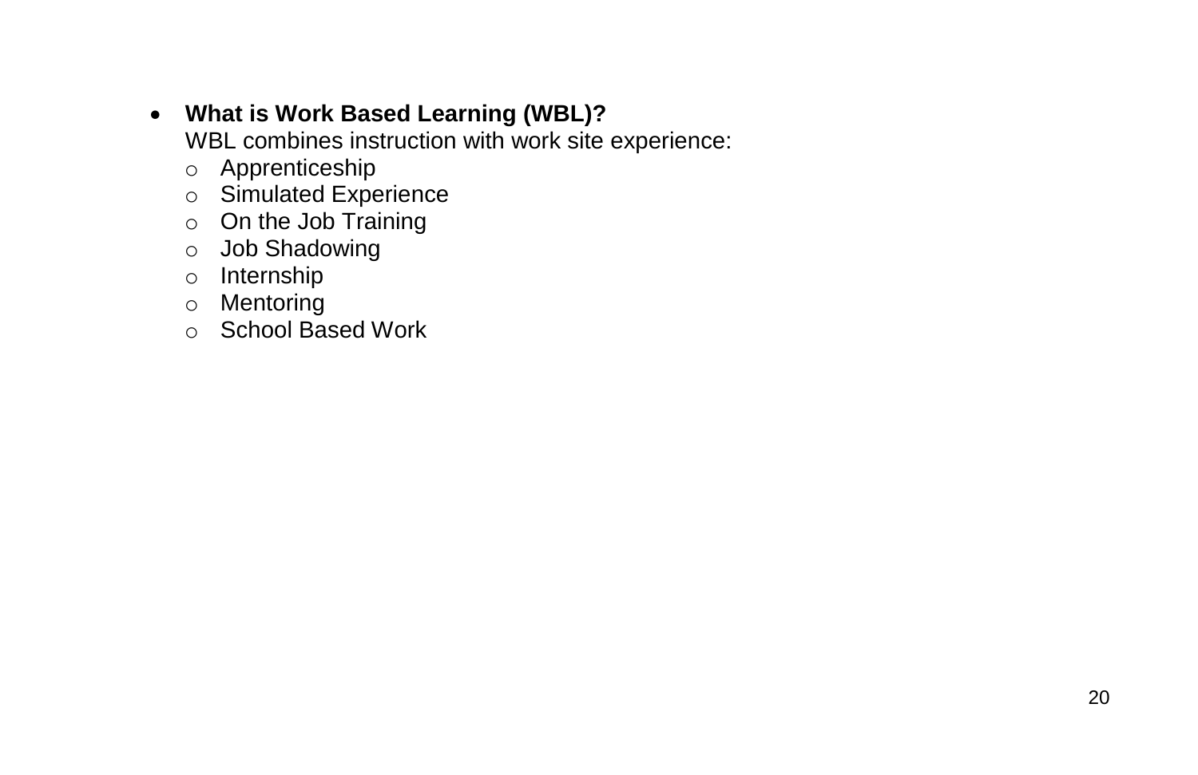- **What is Work Based Learning (WBL)?**
  WBL combines instruction with work site experience:
  - Apprenticeship
  - Simulated Experience
  - On the Job Training
  - Job Shadowing
  - Internship
  - Mentoring
  - School Based Work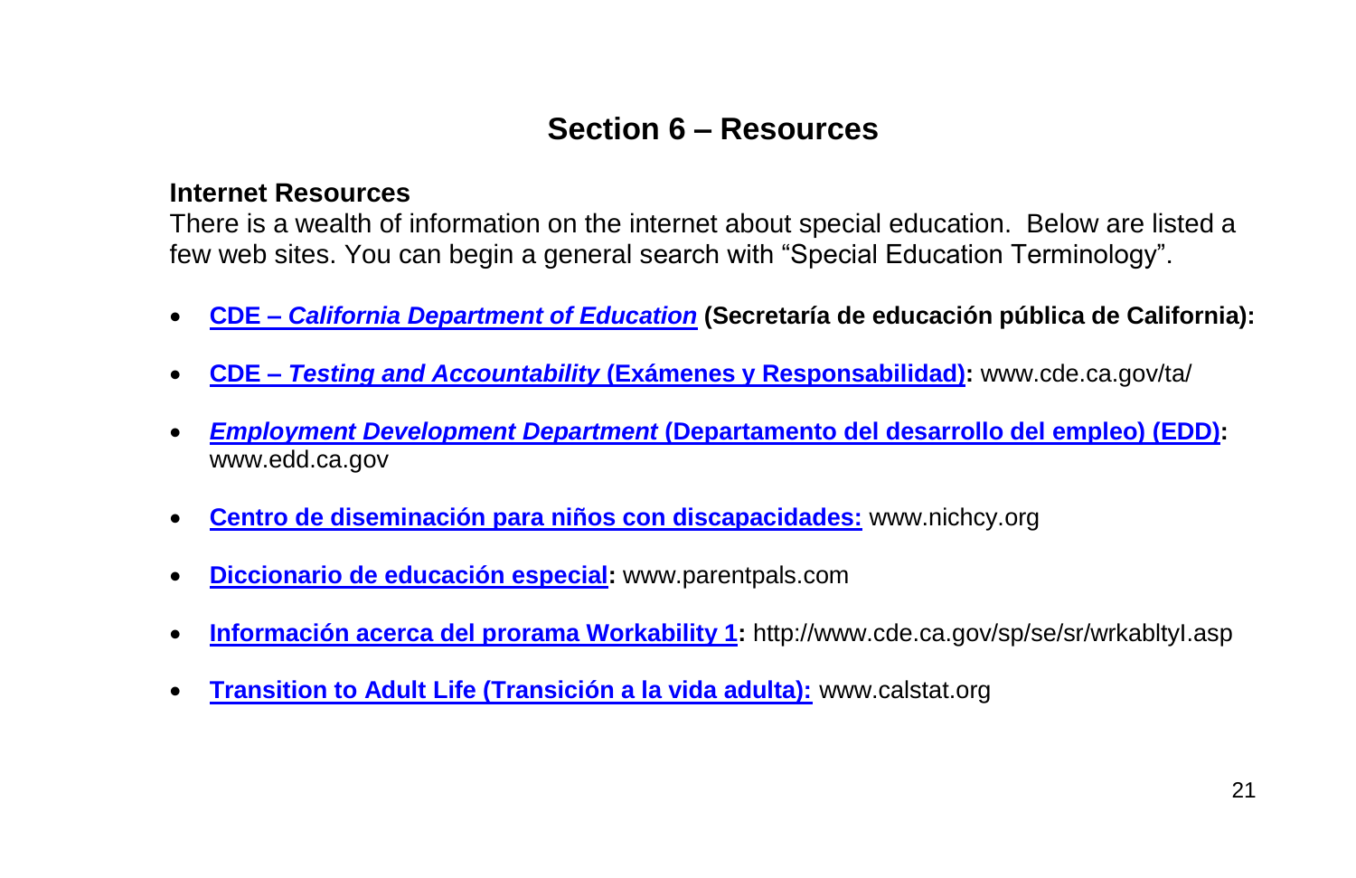# Section 6 – Resources

**Internet Resources**

There is a wealth of information on the internet about special education. Below are listed a few web sites. You can begin a general search with "Special Education Terminology".

- **CDE – *California Department of Education* (Secretaría de educación pública de California):**
- **CDE – *Testing and Accountability* (Exámenes y Responsabilidad):** www.cde.ca.gov/ta/
- ***Employment Development Department* (Departamento del desarrollo del empleo) (EDD):** www.edd.ca.gov
- **Centro de diseminación para niños con discapacidades:** www.nichcy.org
- **Diccionario de educación especial:** www.parentpals.com
- **Información acerca del prorama Workability 1:** http://www.cde.ca.gov/sp/se/sr/wrkabltyI.asp
- **Transition to Adult Life (Transición a la vida adulta):** www.calstat.org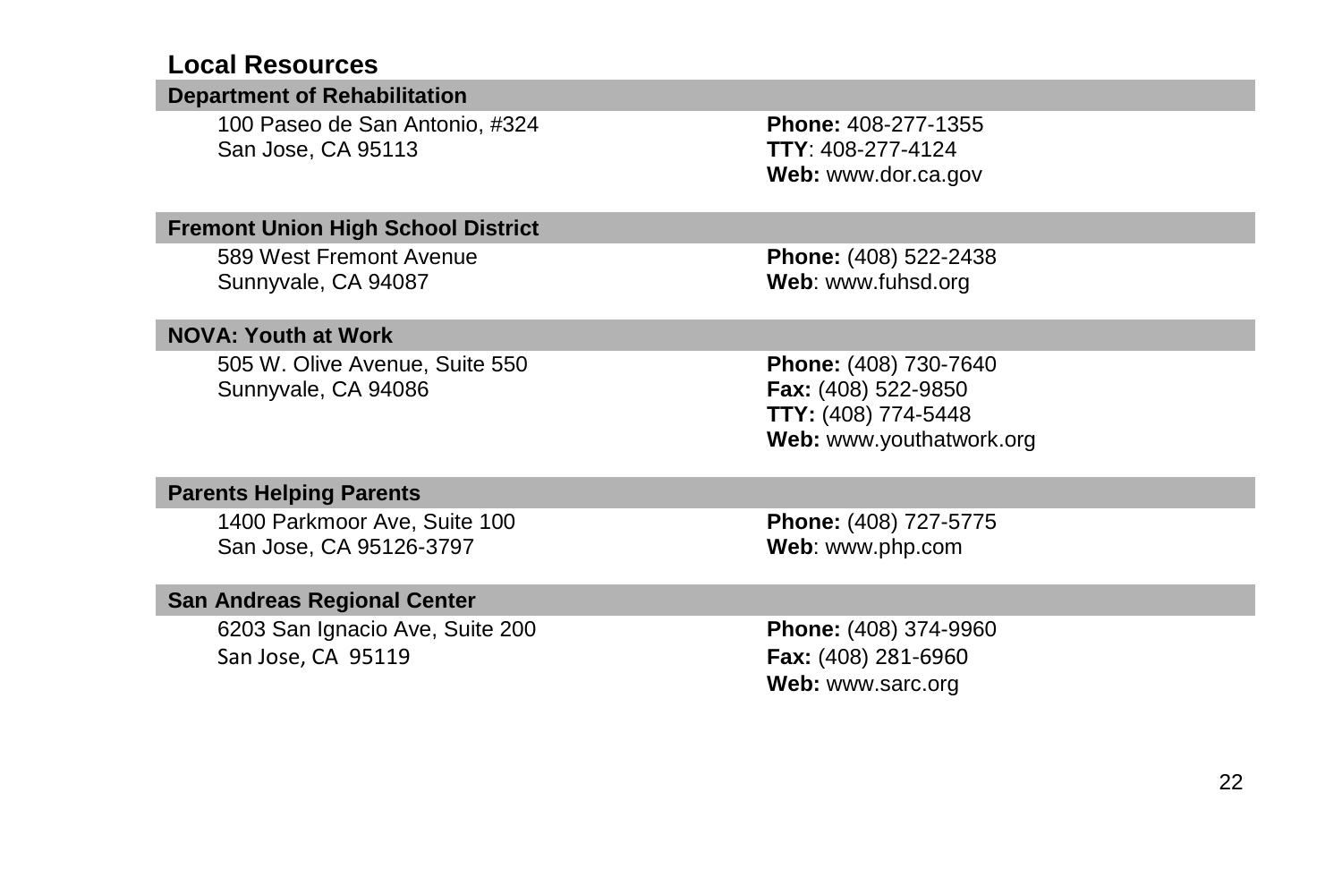## Local Resources

### Department of Rehabilitation

100 Paseo de San Antonio, #324
San Jose, CA 95113

**Phone:** 408-277-1355
**TTY**: 408-277-4124
**Web:** www.dor.ca.gov

### Fremont Union High School District

589 West Fremont Avenue
Sunnyvale, CA 94087

**Phone:** (408) 522-2438
**Web**: www.fuhsd.org

### NOVA: Youth at Work

505 W. Olive Avenue, Suite 550
Sunnyvale, CA 94086

**Phone:** (408) 730-7640
**Fax:** (408) 522-9850
**TTY:** (408) 774-5448
**Web:** www.youthatwork.org

### Parents Helping Parents

1400 Parkmoor Ave, Suite 100
San Jose, CA 95126-3797

**Phone:** (408) 727-5775
**Web**: www.php.com

### San Andreas Regional Center

6203 San Ignacio Ave, Suite 200
San Jose, CA 95119

**Phone:** (408) 374-9960
**Fax:** (408) 281-6960
**Web:** www.sarc.org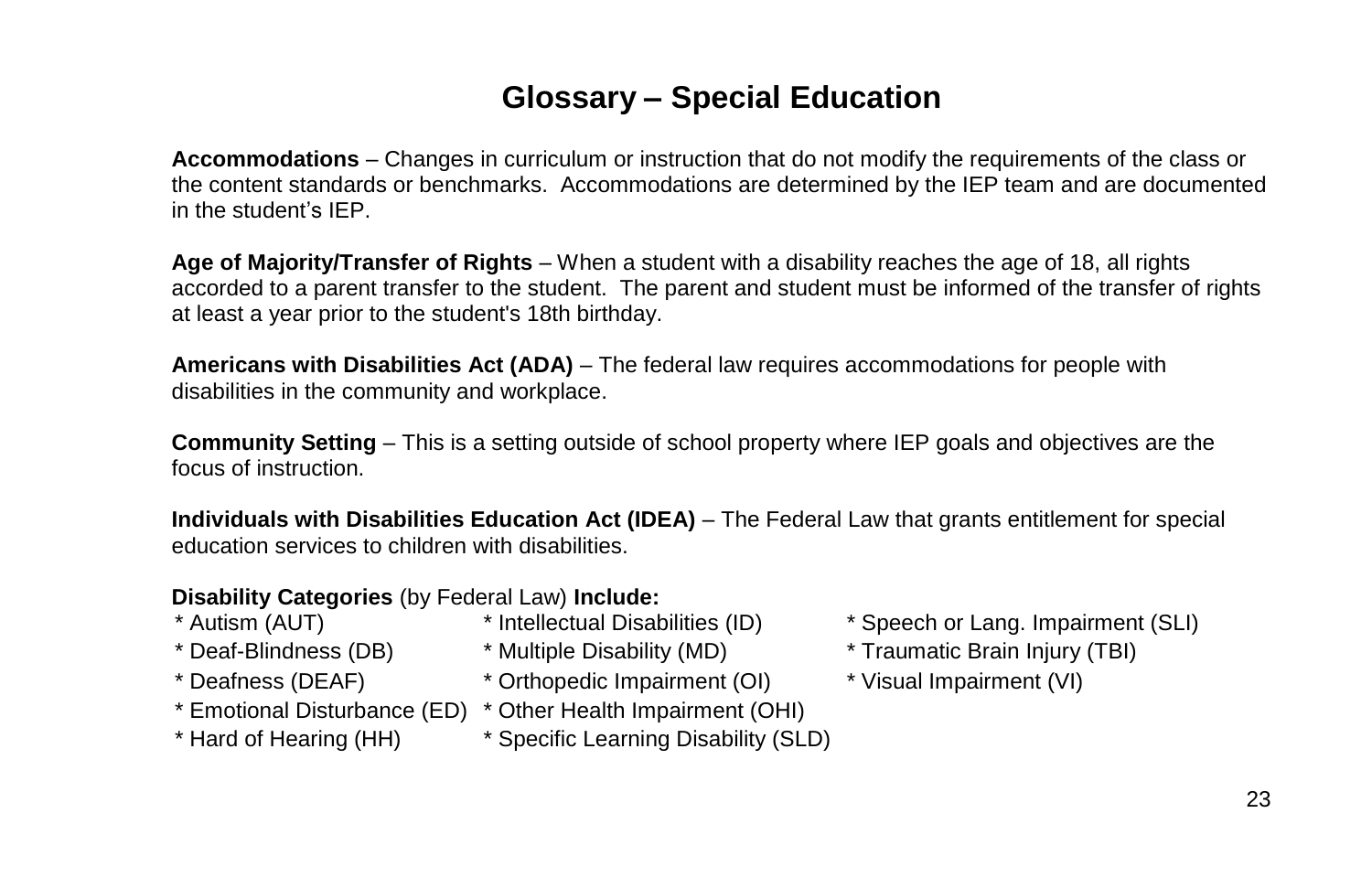# Glossary – Special Education

**Accommodations** – Changes in curriculum or instruction that do not modify the requirements of the class or the content standards or benchmarks. Accommodations are determined by the IEP team and are documented in the student's IEP.

**Age of Majority/Transfer of Rights** – When a student with a disability reaches the age of 18, all rights accorded to a parent transfer to the student. The parent and student must be informed of the transfer of rights at least a year prior to the student's 18th birthday.

**Americans with Disabilities Act (ADA)** – The federal law requires accommodations for people with disabilities in the community and workplace.

**Community Setting** – This is a setting outside of school property where IEP goals and objectives are the focus of instruction.

**Individuals with Disabilities Education Act (IDEA)** – The Federal Law that grants entitlement for special education services to children with disabilities.

**Disability Categories** (by Federal Law) **Include:**

* Autism (AUT)
* Deaf-Blindness (DB)
* Deafness (DEAF)
* Emotional Disturbance (ED)
* Hard of Hearing (HH)
* Intellectual Disabilities (ID)
* Multiple Disability (MD)
* Orthopedic Impairment (OI)
* Other Health Impairment (OHI)
* Specific Learning Disability (SLD)
* Speech or Lang. Impairment (SLI)
* Traumatic Brain Injury (TBI)
* Visual Impairment (VI)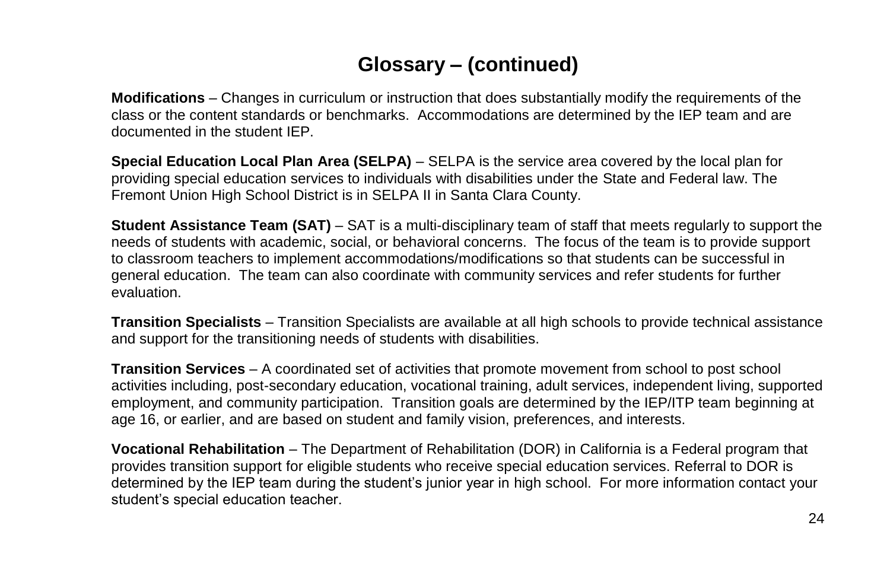# Glossary – (continued)

**Modifications** – Changes in curriculum or instruction that does substantially modify the requirements of the class or the content standards or benchmarks. Accommodations are determined by the IEP team and are documented in the student IEP.

**Special Education Local Plan Area (SELPA)** – SELPA is the service area covered by the local plan for providing special education services to individuals with disabilities under the State and Federal law. The Fremont Union High School District is in SELPA II in Santa Clara County.

**Student Assistance Team (SAT)** – SAT is a multi-disciplinary team of staff that meets regularly to support the needs of students with academic, social, or behavioral concerns. The focus of the team is to provide support to classroom teachers to implement accommodations/modifications so that students can be successful in general education. The team can also coordinate with community services and refer students for further evaluation.

**Transition Specialists** – Transition Specialists are available at all high schools to provide technical assistance and support for the transitioning needs of students with disabilities.

**Transition Services** – A coordinated set of activities that promote movement from school to post school activities including, post-secondary education, vocational training, adult services, independent living, supported employment, and community participation. Transition goals are determined by the IEP/ITP team beginning at age 16, or earlier, and are based on student and family vision, preferences, and interests.

**Vocational Rehabilitation** – The Department of Rehabilitation (DOR) in California is a Federal program that provides transition support for eligible students who receive special education services. Referral to DOR is determined by the IEP team during the student's junior year in high school. For more information contact your student's special education teacher.